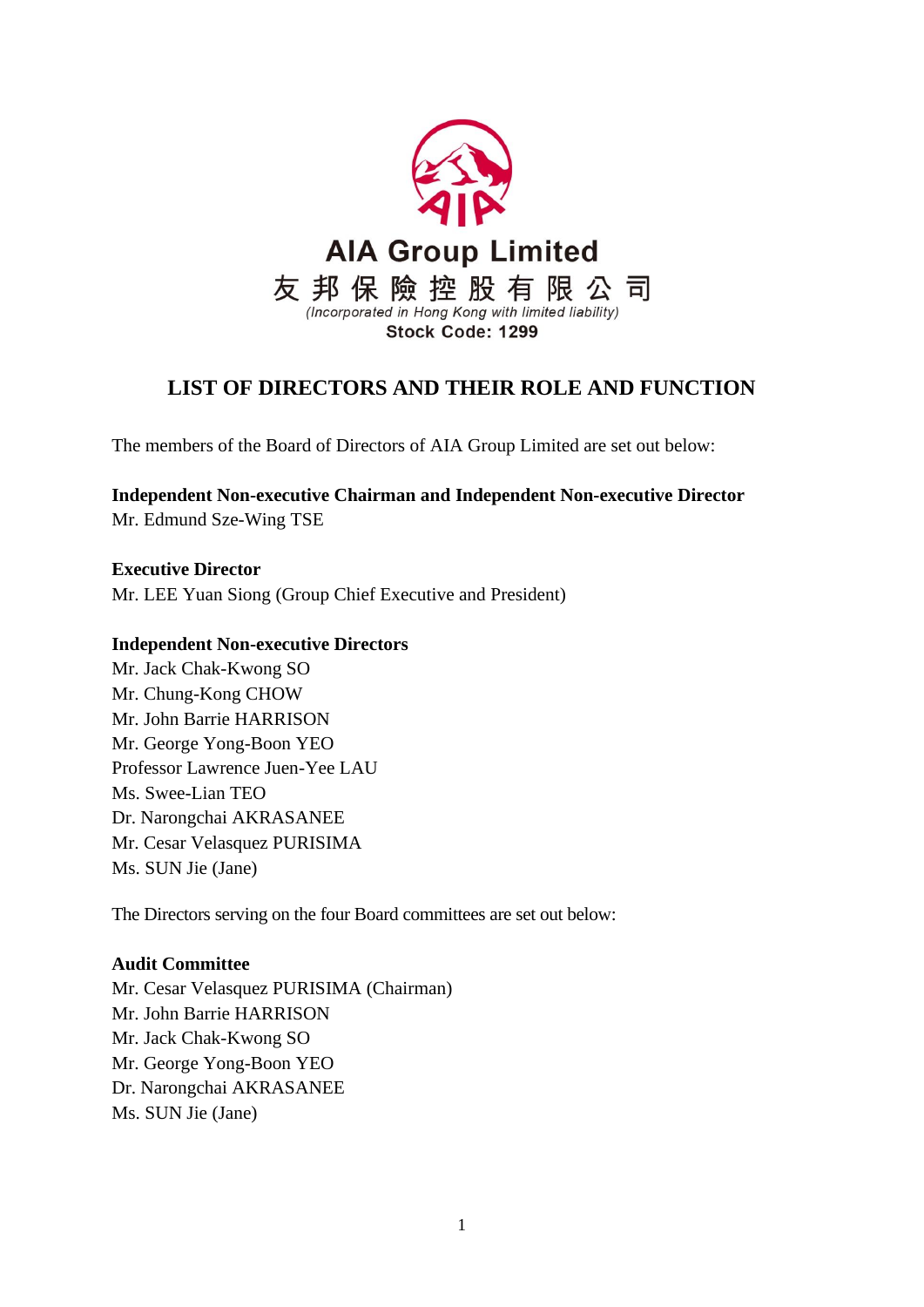**AIA Group Limited**

**友邦保險控股有限公司**

*(Incorporated in Hong Kong with limited liability)*

**Stock Code: 1299**

# LIST OF DIRECTORS AND THEIR ROLE AND FUNCTION

The members of the Board of Directors of AIA Group Limited are set out below:

**Independent Non-executive Chairman and Independent Non-executive Director**

Mr. Edmund Sze-Wing TSE

**Executive Director**

Mr. LEE Yuan Siong (Group Chief Executive and President)

**Independent Non-executive Directors**

Mr. Jack Chak-Kwong SO
Mr. Chung-Kong CHOW
Mr. John Barrie HARRISON
Mr. George Yong-Boon YEO
Professor Lawrence Juen-Yee LAU
Ms. Swee-Lian TEO
Dr. Narongchai AKRASANEE
Mr. Cesar Velasquez PURISIMA
Ms. SUN Jie (Jane)

The Directors serving on the four Board committees are set out below:

**Audit Committee**

Mr. Cesar Velasquez PURISIMA (Chairman)
Mr. John Barrie HARRISON
Mr. Jack Chak-Kwong SO
Mr. George Yong-Boon YEO
Dr. Narongchai AKRASANEE
Ms. SUN Jie (Jane)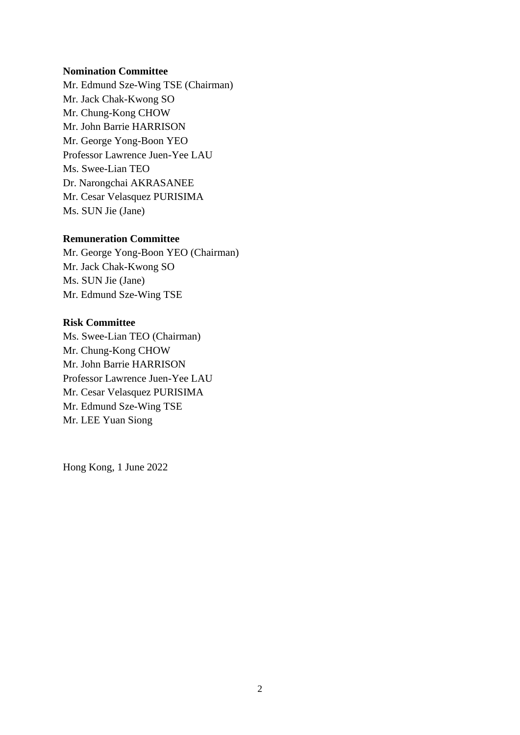**Nomination Committee**

Mr. Edmund Sze-Wing TSE (Chairman)
Mr. Jack Chak-Kwong SO
Mr. Chung-Kong CHOW
Mr. John Barrie HARRISON
Mr. George Yong-Boon YEO
Professor Lawrence Juen-Yee LAU
Ms. Swee-Lian TEO
Dr. Narongchai AKRASANEE
Mr. Cesar Velasquez PURISIMA
Ms. SUN Jie (Jane)

**Remuneration Committee**

Mr. George Yong-Boon YEO (Chairman)
Mr. Jack Chak-Kwong SO
Ms. SUN Jie (Jane)
Mr. Edmund Sze-Wing TSE

**Risk Committee**

Ms. Swee-Lian TEO (Chairman)
Mr. Chung-Kong CHOW
Mr. John Barrie HARRISON
Professor Lawrence Juen-Yee LAU
Mr. Cesar Velasquez PURISIMA
Mr. Edmund Sze-Wing TSE
Mr. LEE Yuan Siong

Hong Kong, 1 June 2022